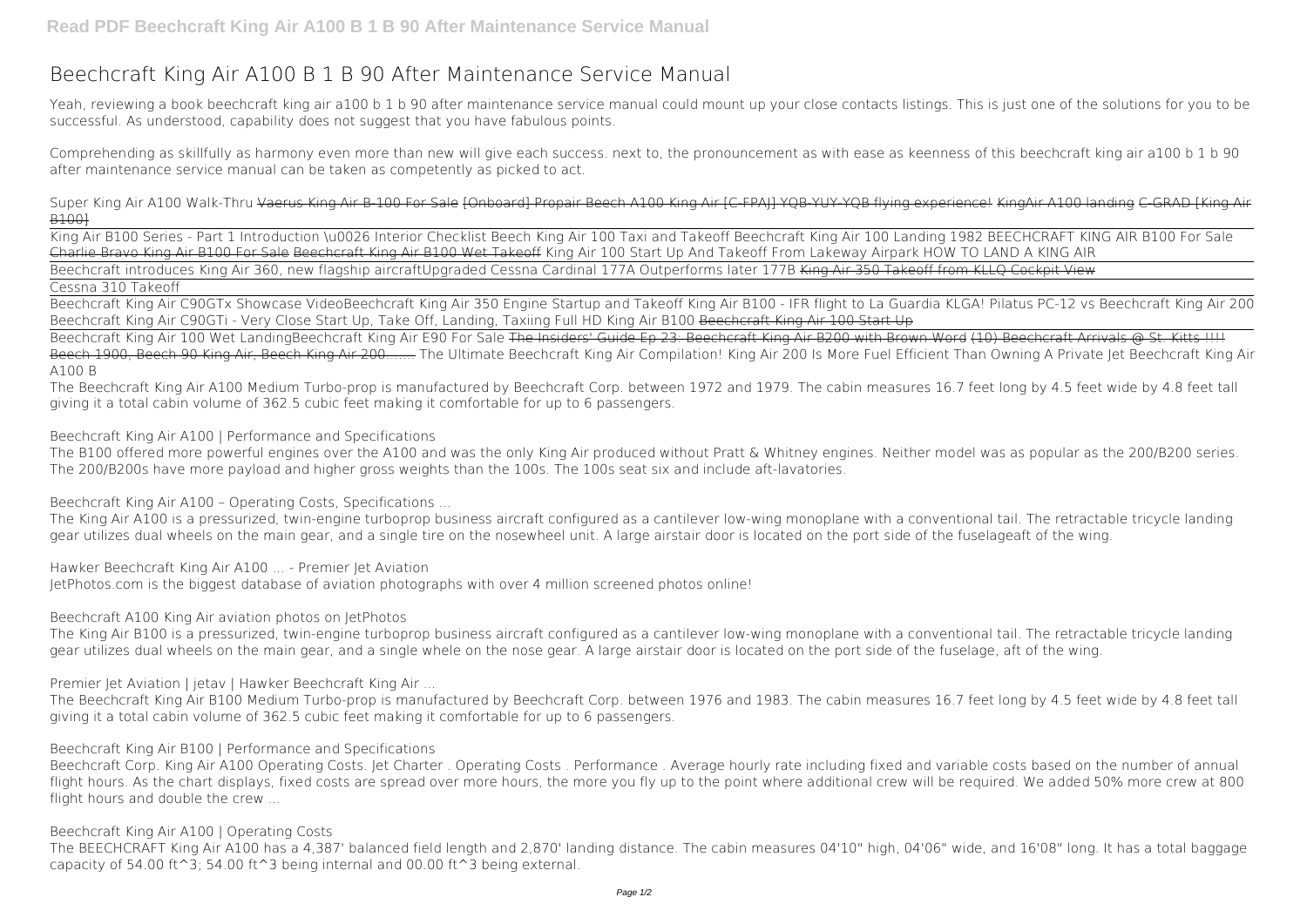# Beechcraft King Air A100 B 1 B 90 After Maintenance Service Manual

Yeah, reviewing a book beechcraft king air a100 b 1 b 90 after maintenance service manual could mount up your close contacts listings. This is just one of the solutions for you to be successful. As understood, capability does not suggest that you have fabulous points.

Comprehending as skillfully as harmony even more than new will give each success. next to, the pronouncement as with ease as keenness of this beechcraft king air a100 b 1 b 90 after maintenance service manual can be taken as competently as picked to act.

*Super King Air A100 Walk-Thru* ~~Vaerus King Air B-100 For Sale~~ ~~[Onboard] Propair Beech A100 King Air [C-FPAJ] YQB-YUY-YQB flying experience!~~ ~~KingAir A100 landing C-GRAD [King Air B100]~~

King Air B100 Series - Part 1 Introduction \u0026 Interior Checklist *Beech King Air 100 Taxi and Takeoff* *Beechcraft King Air 100 Landing* *1982 BEECHCRAFT KING AIR B100 For Sale* ~~Charlie Bravo King Air B100 For Sale~~ ~~Beechcraft King Air B100 Wet Takeoff~~ *King Air 100 Start Up And Takeoff From Lakeway Airpark* *HOW TO LAND A KING AIR*

Beechcraft introduces King Air 360, new flagship aircraft*Upgraded Cessna Cardinal 177A Outperforms later 177B* ~~King Air 350 Takeoff from KLLQ Cockpit View~~

Cessna 310 Takeoff

Beechcraft King Air C90GTx Showcase Video*Beechcraft King Air 350 Engine Startup and Takeoff* *King Air B100 - IFR flight to La Guardia KLGA!* *Pilatus PC-12 vs Beechcraft King Air 200* *Beechcraft King Air C90GTi - Very Close Start Up, Take Off, Landing, Taxiing Full HD* *King Air B100* ~~Beechcraft King Air 100 Start Up~~

Beechcraft King Air 100 Wet Landing*Beechcraft King Air E90 For Sale* ~~The Insiders' Guide Ep 23: Beechcraft King Air B200 with Brown Word~~ ~~(10) Beechcraft Arrivals @ St. Kitts !!!! Beech 1900, Beech 90 King Air, Beech King Air 200.......~~ *The Ultimate Beechcraft King Air Compilation!* *King Air 200 Is More Fuel Efficient Than Owning A Private Jet* *Beechcraft King Air A100 B*

The Beechcraft King Air A100 Medium Turbo-prop is manufactured by Beechcraft Corp. between 1972 and 1979. The cabin measures 16.7 feet long by 4.5 feet wide by 4.8 feet tall giving it a total cabin volume of 362.5 cubic feet making it comfortable for up to 6 passengers.

*Beechcraft King Air A100 | Performance and Specifications*

The B100 offered more powerful engines over the A100 and was the only King Air produced without Pratt & Whitney engines. Neither model was as popular as the 200/B200 series. The 200/B200s have more payload and higher gross weights than the 100s. The 100s seat six and include aft-lavatories.

*Beechcraft King Air A100 – Operating Costs, Specifications ...*

The King Air A100 is a pressurized, twin-engine turboprop business aircraft configured as a cantilever low-wing monoplane with a conventional tail. The retractable tricycle landing gear utilizes dual wheels on the main gear, and a single tire on the nosewheel unit. A large airstair door is located on the port side of the fuselageaft of the wing.

*Hawker Beechcraft King Air A100 ... - Premier Jet Aviation*

JetPhotos.com is the biggest database of aviation photographs with over 4 million screened photos online!

*Beechcraft A100 King Air aviation photos on JetPhotos*

The King Air B100 is a pressurized, twin-engine turboprop business aircraft configured as a cantilever low-wing monoplane with a conventional tail. The retractable tricycle landing gear utilizes dual wheels on the main gear, and a single whele on the nose gear. A large airstair door is located on the port side of the fuselage, aft of the wing.

*Premier Jet Aviation | jetav | Hawker Beechcraft King Air ...*

The Beechcraft King Air B100 Medium Turbo-prop is manufactured by Beechcraft Corp. between 1976 and 1983. The cabin measures 16.7 feet long by 4.5 feet wide by 4.8 feet tall giving it a total cabin volume of 362.5 cubic feet making it comfortable for up to 6 passengers.

*Beechcraft King Air B100 | Performance and Specifications*

Beechcraft Corp. King Air A100 Operating Costs. Jet Charter . Operating Costs . Performance . Average hourly rate including fixed and variable costs based on the number of annual flight hours. As the chart displays, fixed costs are spread over more hours, the more you fly up to the point where additional crew will be required. We added 50% more crew at 800 flight hours and double the crew ...

*Beechcraft King Air A100 | Operating Costs*

The BEECHCRAFT King Air A100 has a 4,387' balanced field length and 2,870' landing distance. The cabin measures 04'10" high, 04'06" wide, and 16'08" long. It has a total baggage capacity of 54.00 ft^3; 54.00 ft^3 being internal and 00.00 ft^3 being external.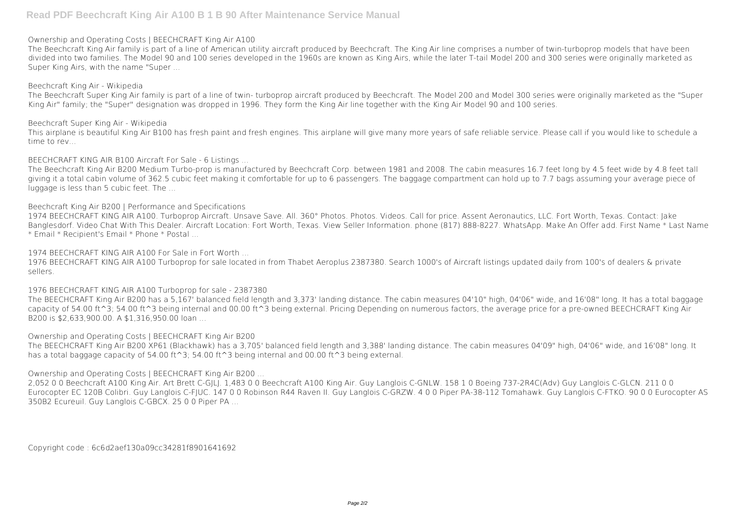**Ownership and Operating Costs | BEECHCRAFT King Air A100**

The Beechcraft King Air family is part of a line of American utility aircraft produced by Beechcraft. The King Air line comprises a number of twin-turboprop models that have been divided into two families. The Model 90 and 100 series developed in the 1960s are known as King Airs, while the later T-tail Model 200 and 300 series were originally marketed as Super King Airs, with the name "Super ...

**Beechcraft King Air - Wikipedia**

The Beechcraft Super King Air family is part of a line of twin- turboprop aircraft produced by Beechcraft. The Model 200 and Model 300 series were originally marketed as the "Super King Air" family; the "Super" designation was dropped in 1996. They form the King Air line together with the King Air Model 90 and 100 series.

**Beechcraft Super King Air - Wikipedia**

This airplane is beautiful King Air B100 has fresh paint and fresh engines. This airplane will give many more years of safe reliable service. Please call if you would like to schedule a time to rev...

**BEECHCRAFT KING AIR B100 Aircraft For Sale - 6 Listings ...**

The Beechcraft King Air B200 Medium Turbo-prop is manufactured by Beechcraft Corp. between 1981 and 2008. The cabin measures 16.7 feet long by 4.5 feet wide by 4.8 feet tall giving it a total cabin volume of 362.5 cubic feet making it comfortable for up to 6 passengers. The baggage compartment can hold up to 7.7 bags assuming your average piece of luggage is less than 5 cubic feet. The ...

**Beechcraft King Air B200 | Performance and Specifications**

1974 BEECHCRAFT KING AIR A100. Turboprop Aircraft. Unsave Save. All. 360° Photos. Photos. Videos. Call for price. Assent Aeronautics, LLC. Fort Worth, Texas. Contact: Jake Banglesdorf. Video Chat With This Dealer. Aircraft Location: Fort Worth, Texas. View Seller Information. phone (817) 888-8227. WhatsApp. Make An Offer add. First Name * Last Name * Email * Recipient's Email * Phone * Postal ...

**1974 BEECHCRAFT KING AIR A100 For Sale in Fort Worth ...**

1976 BEECHCRAFT KING AIR A100 Turboprop for sale located in from Thabet Aeroplus 2387380. Search 1000's of Aircraft listings updated daily from 100's of dealers & private sellers.

**1976 BEECHCRAFT KING AIR A100 Turboprop for sale - 2387380**

The BEECHCRAFT King Air B200 has a 5,167' balanced field length and 3,373' landing distance. The cabin measures 04'10" high, 04'06" wide, and 16'08" long. It has a total baggage capacity of 54.00 ft^3; 54.00 ft^3 being internal and 00.00 ft^3 being external. Pricing Depending on numerous factors, the average price for a pre-owned BEECHCRAFT King Air B200 is $2,633,900.00. A $1,316,950.00 loan ...

**Ownership and Operating Costs | BEECHCRAFT King Air B200**

The BEECHCRAFT King Air B200 XP61 (Blackhawk) has a 3,705' balanced field length and 3,388' landing distance. The cabin measures 04'09" high, 04'06" wide, and 16'08" long. It has a total baggage capacity of 54.00 ft^3; 54.00 ft^3 being internal and 00.00 ft^3 being external.

**Ownership and Operating Costs | BEECHCRAFT King Air B200 ...**

2,052 0 0 Beechcraft A100 King Air. Art Brett C-GJLJ. 1,483 0 0 Beechcraft A100 King Air. Guy Langlois C-GNLW. 158 1 0 Boeing 737-2R4C(Adv) Guy Langlois C-GLCN. 211 0 0 Eurocopter EC 120B Colibri. Guy Langlois C-FJUC. 147 0 0 Robinson R44 Raven II. Guy Langlois C-GRZW. 4 0 0 Piper PA-38-112 Tomahawk. Guy Langlois C-FTKO. 90 0 0 Eurocopter AS 350B2 Ecureuil. Guy Langlois C-GBCX. 25 0 0 Piper PA ...

Copyright code : 6c6d2aef130a09cc34281f8901641692